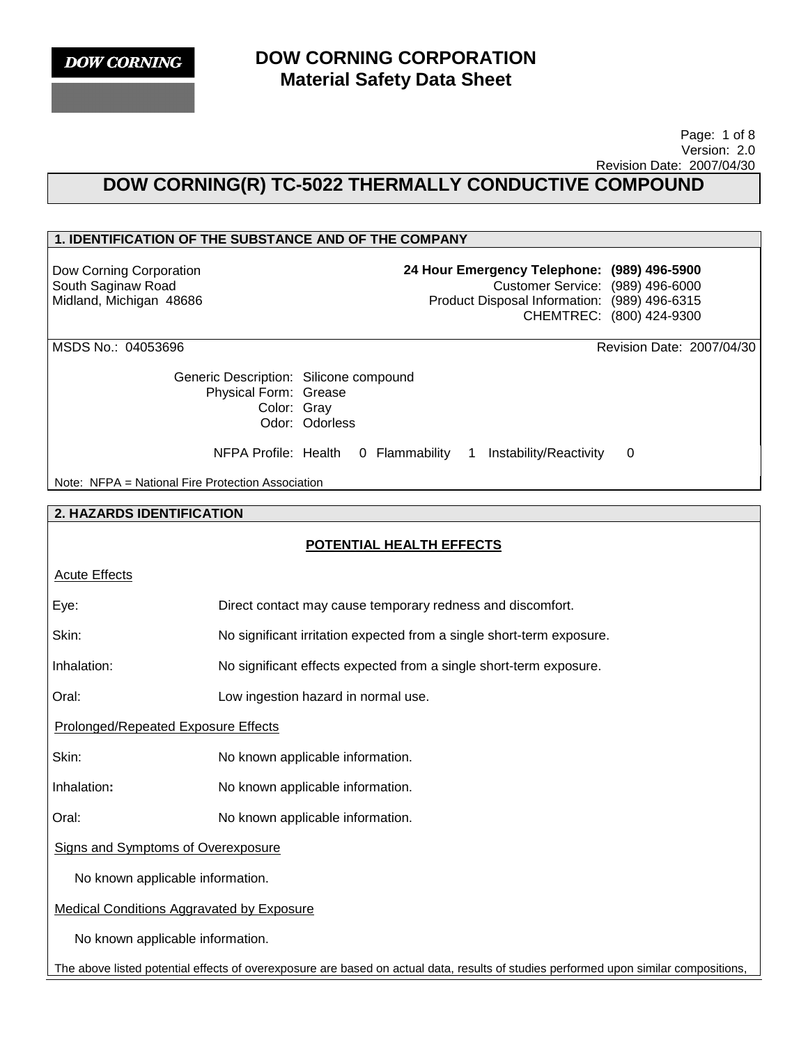**DOW CORNING**

# DOW CORNING CORPORATION
## Material Safety Data Sheet

Version: 2.0
Revision Date: 2007/04/30

# DOW CORNING(R) TC-5022 THERMALLY CONDUCTIVE COMPOUND

## 1. IDENTIFICATION OF THE SUBSTANCE AND OF THE COMPANY

Dow Corning Corporation
South Saginaw Road
Midland, Michigan 48686

**24 Hour Emergency Telephone: (989) 496-5900**
Customer Service: (989) 496-6000
Product Disposal Information: (989) 496-6315
CHEMTREC: (800) 424-9300

MSDS No.: 04053696 — Revision Date: 2007/04/30

Generic Description: Silicone compound
Physical Form: Grease
Color: Gray
Odor: Odorless

NFPA Profile: Health 0 Flammability 1 Instability/Reactivity 0

Note: NFPA = National Fire Protection Association

## 2. HAZARDS IDENTIFICATION

### POTENTIAL HEALTH EFFECTS

Acute Effects

| | |
|---|---|
| Eye: | Direct contact may cause temporary redness and discomfort. |
| Skin: | No significant irritation expected from a single short-term exposure. |
| Inhalation: | No significant effects expected from a single short-term exposure. |
| Oral: | Low ingestion hazard in normal use. |

Prolonged/Repeated Exposure Effects

| | |
|---|---|
| Skin: | No known applicable information. |
| Inhalation: | No known applicable information. |
| Oral: | No known applicable information. |

Signs and Symptoms of Overexposure

No known applicable information.

Medical Conditions Aggravated by Exposure

No known applicable information.

The above listed potential effects of overexposure are based on actual data, results of studies performed upon similar compositions,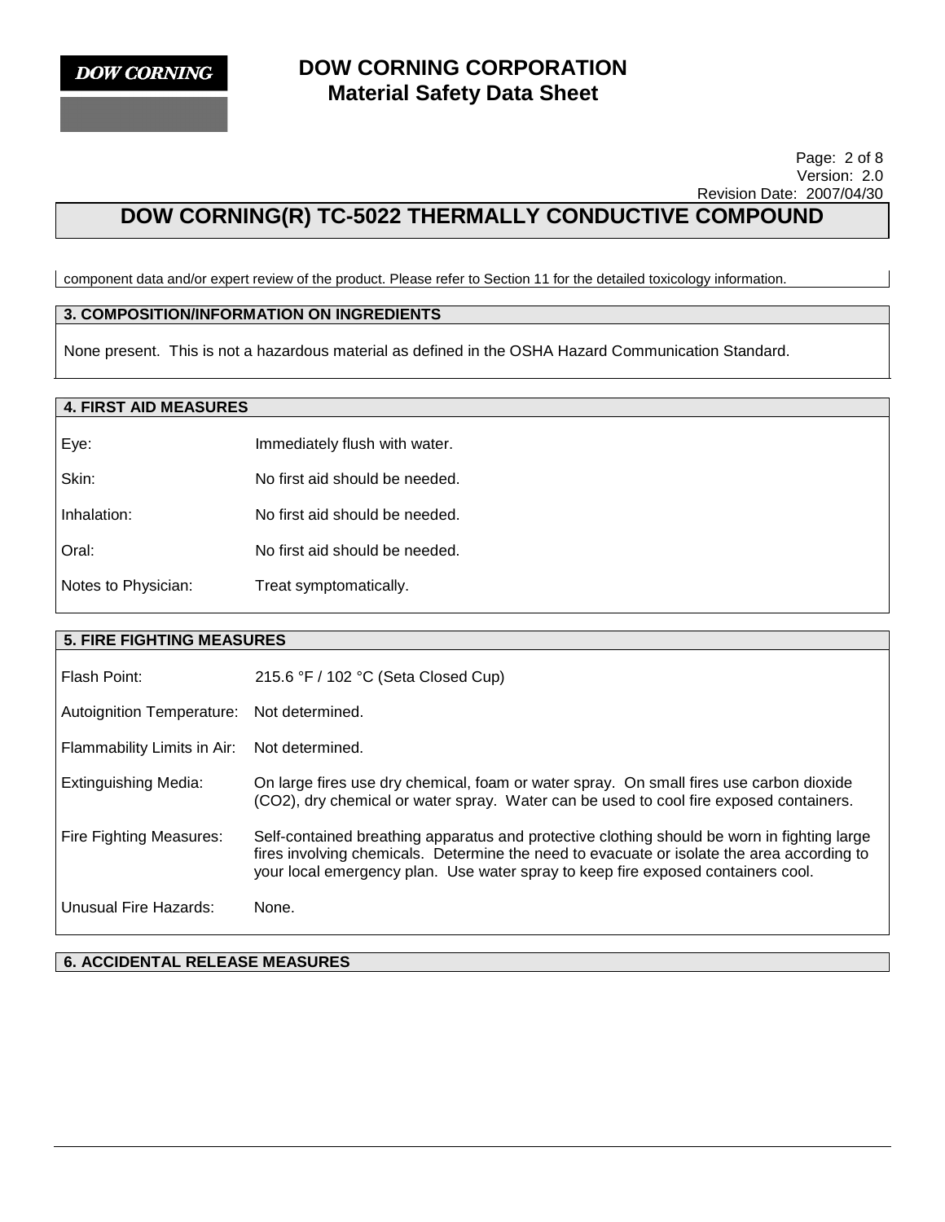component data and/or expert review of the product. Please refer to Section 11 for the detailed toxicology information.

## 3. COMPOSITION/INFORMATION ON INGREDIENTS

None present. This is not a hazardous material as defined in the OSHA Hazard Communication Standard.

## 4. FIRST AID MEASURES

| | |
|---|---|
| Eye: | Immediately flush with water. |
| Skin: | No first aid should be needed. |
| Inhalation: | No first aid should be needed. |
| Oral: | No first aid should be needed. |
| Notes to Physician: | Treat symptomatically. |

## 5. FIRE FIGHTING MEASURES

| | |
|---|---|
| Flash Point: | 215.6 °F / 102 °C (Seta Closed Cup) |
| Autoignition Temperature: | Not determined. |
| Flammability Limits in Air: | Not determined. |
| Extinguishing Media: | On large fires use dry chemical, foam or water spray. On small fires use carbon dioxide ($CO_2$), dry chemical or water spray. Water can be used to cool fire exposed containers. |
| Fire Fighting Measures: | Self-contained breathing apparatus and protective clothing should be worn in fighting large fires involving chemicals. Determine the need to evacuate or isolate the area according to your local emergency plan. Use water spray to keep fire exposed containers cool. |
| Unusual Fire Hazards: | None. |

## 6. ACCIDENTAL RELEASE MEASURES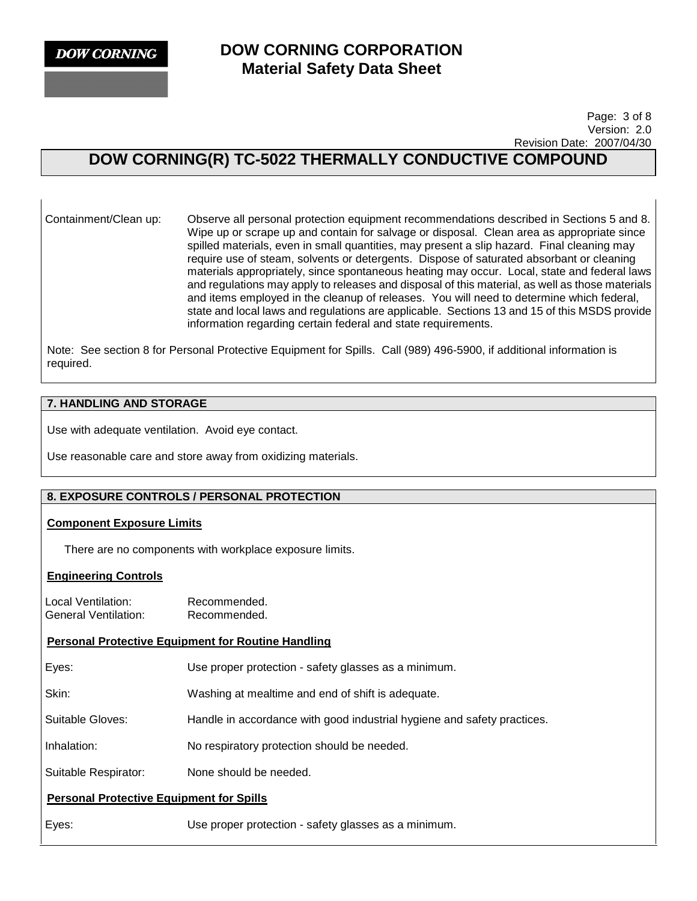Containment/Clean up: Observe all personal protection equipment recommendations described in Sections 5 and 8. Wipe up or scrape up and contain for salvage or disposal. Clean area as appropriate since spilled materials, even in small quantities, may present a slip hazard. Final cleaning may require use of steam, solvents or detergents. Dispose of saturated absorbant or cleaning materials appropriately, since spontaneous heating may occur. Local, state and federal laws and regulations may apply to releases and disposal of this material, as well as those materials and items employed in the cleanup of releases. You will need to determine which federal, state and local laws and regulations are applicable. Sections 13 and 15 of this MSDS provide information regarding certain federal and state requirements.

Note: See section 8 for Personal Protective Equipment for Spills. Call (989) 496-5900, if additional information is required.

## 7. HANDLING AND STORAGE

Use with adequate ventilation. Avoid eye contact.

Use reasonable care and store away from oxidizing materials.

## 8. EXPOSURE CONTROLS / PERSONAL PROTECTION

### Component Exposure Limits

There are no components with workplace exposure limits.

### Engineering Controls

Local Ventilation: Recommended.
General Ventilation: Recommended.

### Personal Protective Equipment for Routine Handling

Eyes: Use proper protection - safety glasses as a minimum.

Skin: Washing at mealtime and end of shift is adequate.

Suitable Gloves: Handle in accordance with good industrial hygiene and safety practices.

Inhalation: No respiratory protection should be needed.

Suitable Respirator: None should be needed.

### Personal Protective Equipment for Spills

Eyes: Use proper protection - safety glasses as a minimum.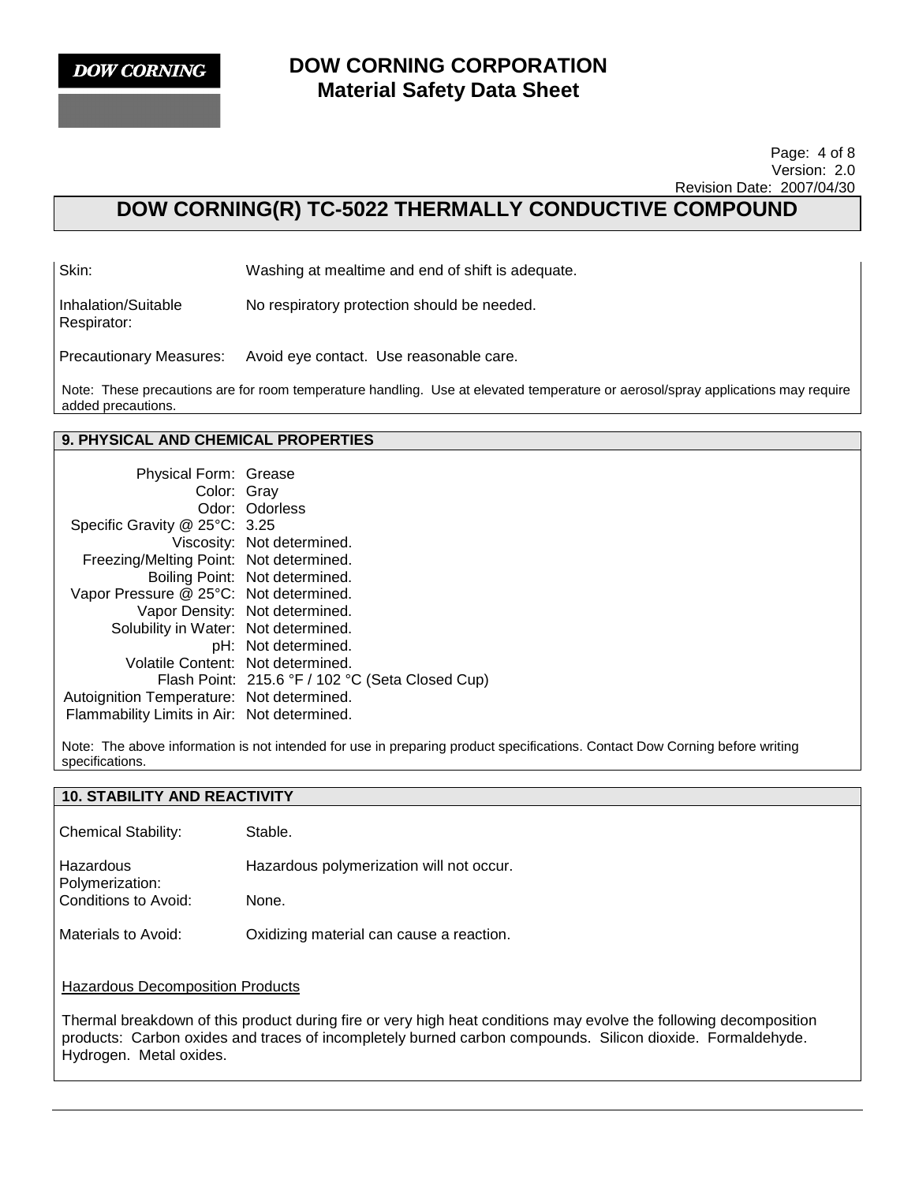| | |
|---|---|
| Skin: | Washing at mealtime and end of shift is adequate. |
| Inhalation/Suitable Respirator: | No respiratory protection should be needed. |
| Precautionary Measures: | Avoid eye contact. Use reasonable care. |

Note: These precautions are for room temperature handling. Use at elevated temperature or aerosol/spray applications may require added precautions.

## 9. PHYSICAL AND CHEMICAL PROPERTIES

| | |
|---|---|
| Physical Form: | Grease |
| Color: | Gray |
| Odor: | Odorless |
| Specific Gravity @ 25°C: | 3.25 |
| Viscosity: | Not determined. |
| Freezing/Melting Point: | Not determined. |
| Boiling Point: | Not determined. |
| Vapor Pressure @ 25°C: | Not determined. |
| Vapor Density: | Not determined. |
| Solubility in Water: | Not determined. |
| pH: | Not determined. |
| Volatile Content: | Not determined. |
| Flash Point: | 215.6 °F / 102 °C (Seta Closed Cup) |
| Autoignition Temperature: | Not determined. |
| Flammability Limits in Air: | Not determined. |

Note: The above information is not intended for use in preparing product specifications. Contact Dow Corning before writing specifications.

## 10. STABILITY AND REACTIVITY

| | |
|---|---|
| Chemical Stability: | Stable. |
| Hazardous Polymerization: | Hazardous polymerization will not occur. |
| Conditions to Avoid: | None. |
| Materials to Avoid: | Oxidizing material can cause a reaction. |

Hazardous Decomposition Products

Thermal breakdown of this product during fire or very high heat conditions may evolve the following decomposition products: Carbon oxides and traces of incompletely burned carbon compounds. Silicon dioxide. Formaldehyde. Hydrogen. Metal oxides.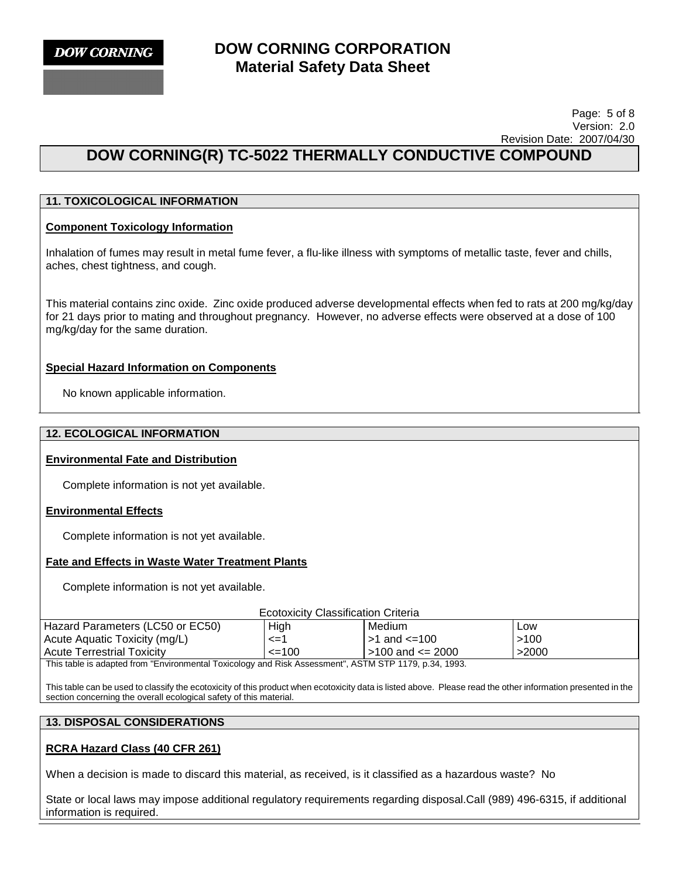## DOW CORNING(R) TC-5022 THERMALLY CONDUCTIVE COMPOUND

### 11. TOXICOLOGICAL INFORMATION

**Component Toxicology Information**

Inhalation of fumes may result in metal fume fever, a flu-like illness with symptoms of metallic taste, fever and chills, aches, chest tightness, and cough.

This material contains zinc oxide. Zinc oxide produced adverse developmental effects when fed to rats at 200 mg/kg/day for 21 days prior to mating and throughout pregnancy. However, no adverse effects were observed at a dose of 100 mg/kg/day for the same duration.

**Special Hazard Information on Components**

No known applicable information.

### 12. ECOLOGICAL INFORMATION

**Environmental Fate and Distribution**

Complete information is not yet available.

**Environmental Effects**

Complete information is not yet available.

**Fate and Effects in Waste Water Treatment Plants**

Complete information is not yet available.

Ecotoxicity Classification Criteria

| Hazard Parameters (LC50 or EC50) | High | Medium | Low |
|---|---|---|---|
| Acute Aquatic Toxicity (mg/L) | <=1 | >1 and <=100 | >100 |
| Acute Terrestrial Toxicity | <=100 | >100 and <= 2000 | >2000 |

This table is adapted from "Environmental Toxicology and Risk Assessment", ASTM STP 1179, p.34, 1993.

This table can be used to classify the ecotoxicity of this product when ecotoxicity data is listed above. Please read the other information presented in the section concerning the overall ecological safety of this material.

### 13. DISPOSAL CONSIDERATIONS

**RCRA Hazard Class (40 CFR 261)**

When a decision is made to discard this material, as received, is it classified as a hazardous waste? No

State or local laws may impose additional regulatory requirements regarding disposal.Call (989) 496-6315, if additional information is required.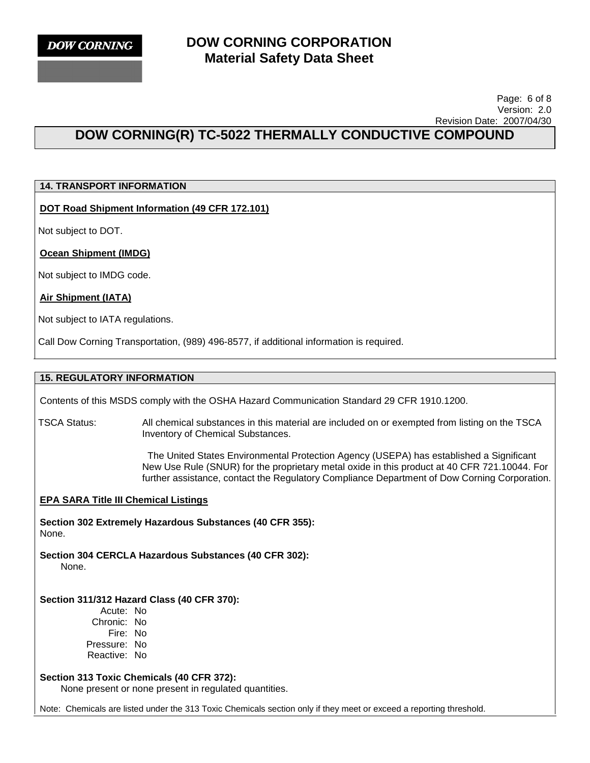# DOW CORNING(R) TC-5022 THERMALLY CONDUCTIVE COMPOUND

## 14. TRANSPORT INFORMATION

**DOT Road Shipment Information (49 CFR 172.101)**

Not subject to DOT.

**Ocean Shipment (IMDG)**

Not subject to IMDG code.

**Air Shipment (IATA)**

Not subject to IATA regulations.

Call Dow Corning Transportation, (989) 496-8577, if additional information is required.

## 15. REGULATORY INFORMATION

Contents of this MSDS comply with the OSHA Hazard Communication Standard 29 CFR 1910.1200.

TSCA Status: All chemical substances in this material are included on or exempted from listing on the TSCA Inventory of Chemical Substances.

The United States Environmental Protection Agency (USEPA) has established a Significant New Use Rule (SNUR) for the proprietary metal oxide in this product at 40 CFR 721.10044. For further assistance, contact the Regulatory Compliance Department of Dow Corning Corporation.

**EPA SARA Title III Chemical Listings**

**Section 302 Extremely Hazardous Substances (40 CFR 355):**
None.

**Section 304 CERCLA Hazardous Substances (40 CFR 302):**
None.

**Section 311/312 Hazard Class (40 CFR 370):**

Acute: No
Chronic: No
Fire: No
Pressure: No
Reactive: No

**Section 313 Toxic Chemicals (40 CFR 372):**
None present or none present in regulated quantities.

Note: Chemicals are listed under the 313 Toxic Chemicals section only if they meet or exceed a reporting threshold.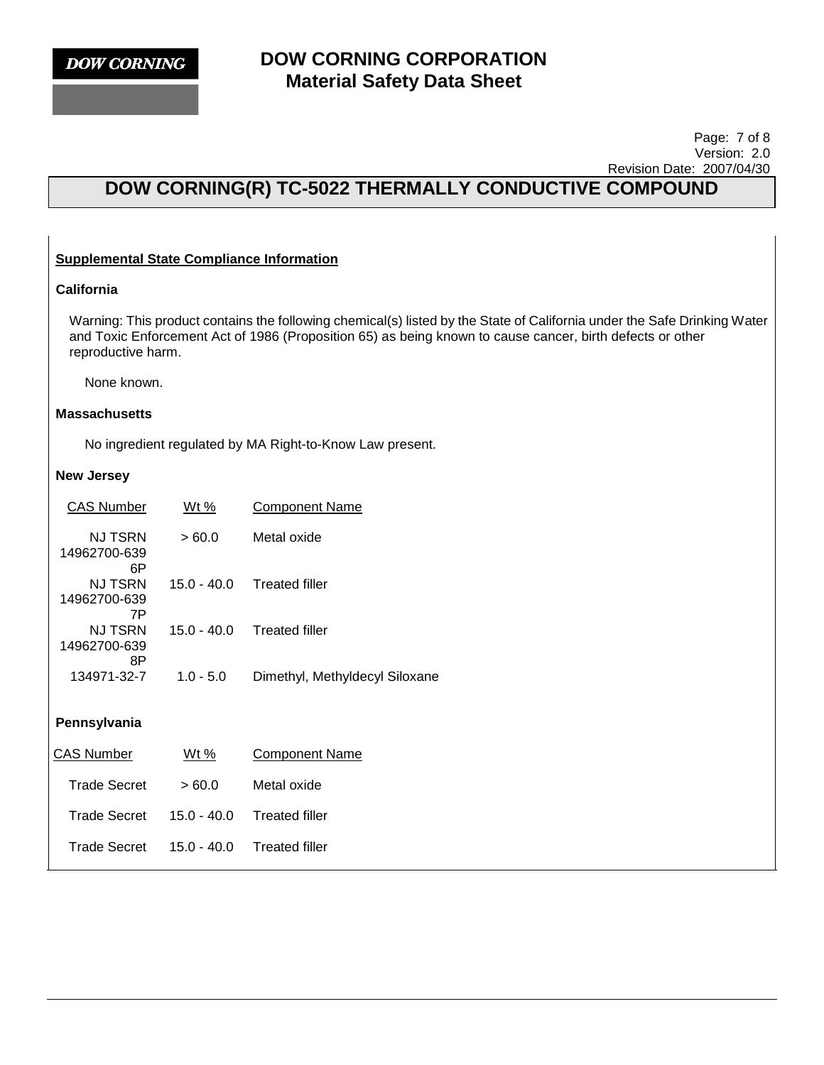# DOW CORNING CORPORATION
# Material Safety Data Sheet

## DOW CORNING(R) TC-5022 THERMALLY CONDUCTIVE COMPOUND

### Supplemental State Compliance Information

**California**

Warning: This product contains the following chemical(s) listed by the State of California under the Safe Drinking Water and Toxic Enforcement Act of 1986 (Proposition 65) as being known to cause cancer, birth defects or other reproductive harm.

None known.

**Massachusetts**

No ingredient regulated by MA Right-to-Know Law present.

**New Jersey**

| CAS Number | Wt % | Component Name |
| --- | --- | --- |
| NJ TSRN 14962700-6396P | > 60.0 | Metal oxide |
| NJ TSRN 14962700-6397P | 15.0 - 40.0 | Treated filler |
| NJ TSRN 14962700-6398P | 15.0 - 40.0 | Treated filler |
| 134971-32-7 | 1.0 - 5.0 | Dimethyl, Methyldecyl Siloxane |

**Pennsylvania**

| CAS Number | Wt % | Component Name |
| --- | --- | --- |
| Trade Secret | > 60.0 | Metal oxide |
| Trade Secret | 15.0 - 40.0 | Treated filler |
| Trade Secret | 15.0 - 40.0 | Treated filler |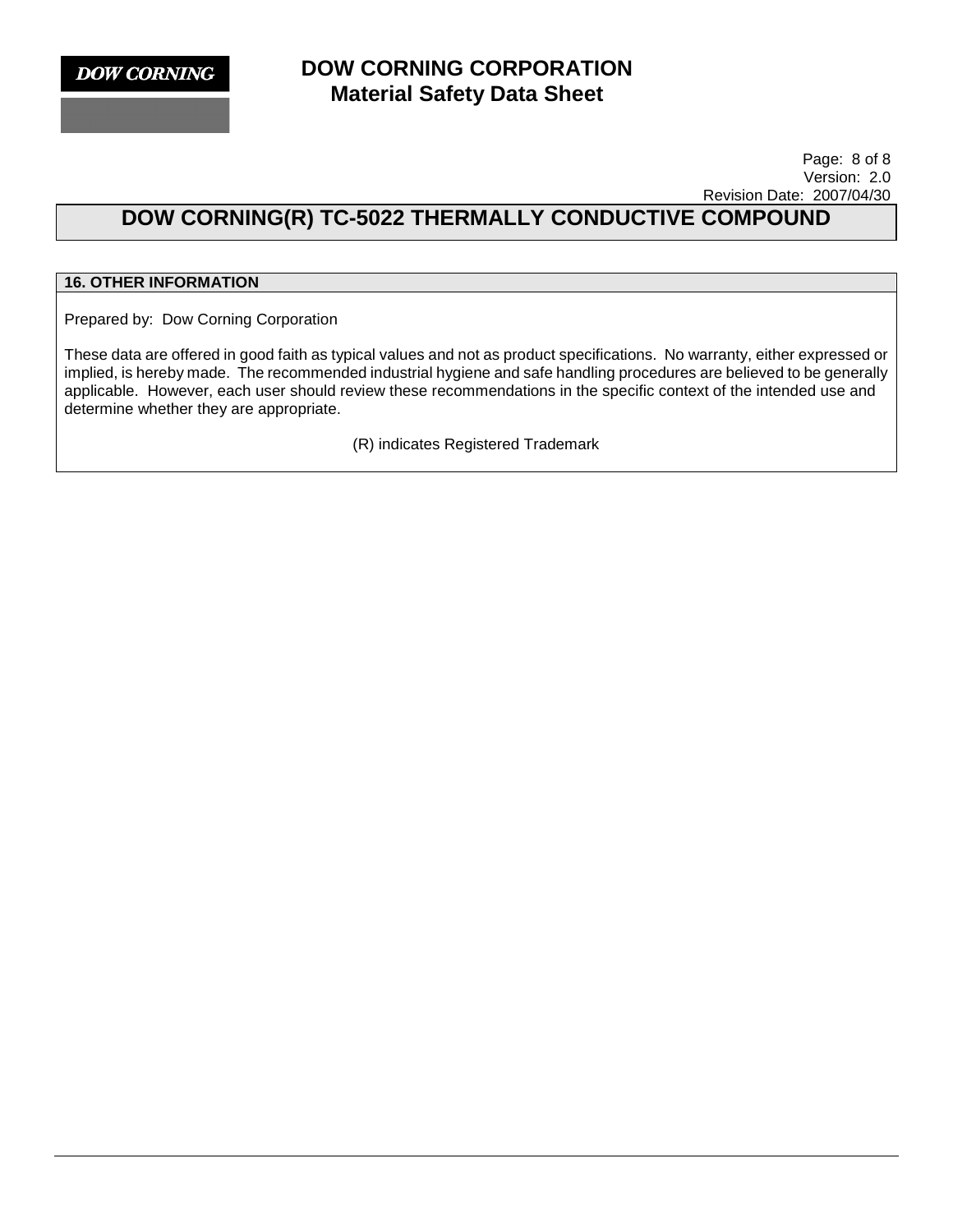## 16. OTHER INFORMATION

Prepared by: Dow Corning Corporation

These data are offered in good faith as typical values and not as product specifications. No warranty, either expressed or implied, is hereby made. The recommended industrial hygiene and safe handling procedures are believed to be generally applicable. However, each user should review these recommendations in the specific context of the intended use and determine whether they are appropriate.

(R) indicates Registered Trademark